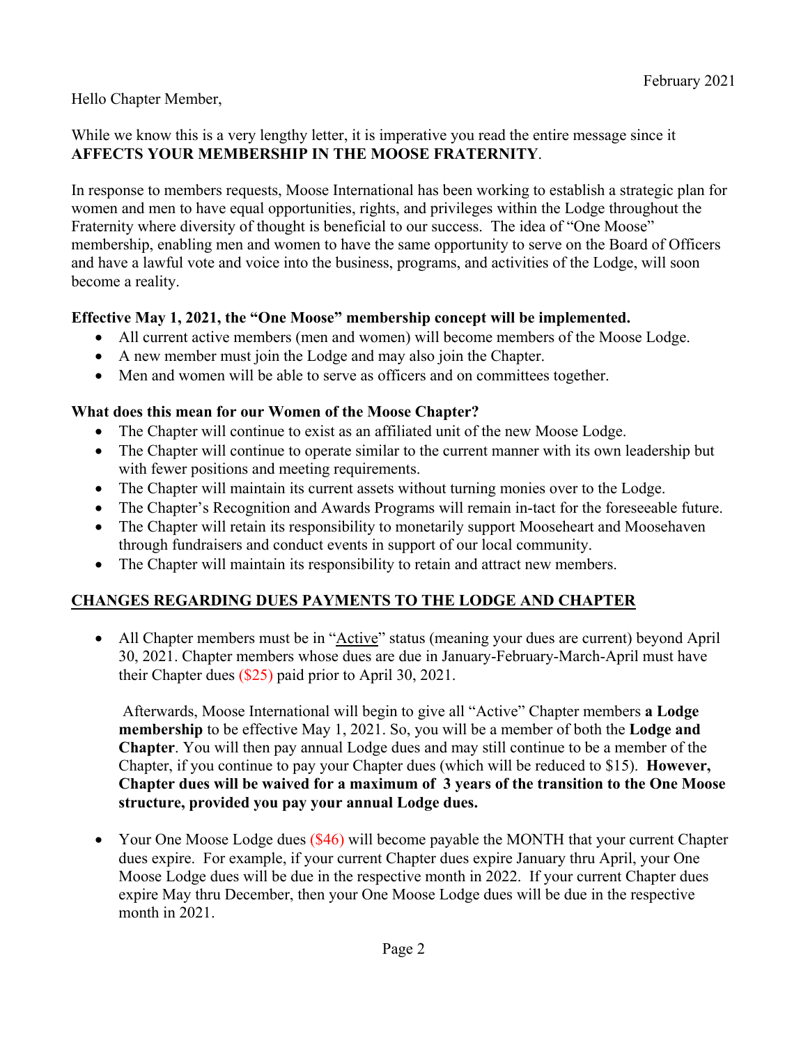February 2021

Hello Chapter Member,

While we know this is a very lengthy letter, it is imperative you read the entire message since it **AFFECTS YOUR MEMBERSHIP IN THE MOOSE FRATERNITY**.

In response to members requests, Moose International has been working to establish a strategic plan for women and men to have equal opportunities, rights, and privileges within the Lodge throughout the Fraternity where diversity of thought is beneficial to our success. The idea of "One Moose" membership, enabling men and women to have the same opportunity to serve on the Board of Officers and have a lawful vote and voice into the business, programs, and activities of the Lodge, will soon become a reality.

**Effective May 1, 2021, the "One Moose" membership concept will be implemented.**

- All current active members (men and women) will become members of the Moose Lodge.
- A new member must join the Lodge and may also join the Chapter.
- Men and women will be able to serve as officers and on committees together.

**What does this mean for our Women of the Moose Chapter?**

- The Chapter will continue to exist as an affiliated unit of the new Moose Lodge.
- The Chapter will continue to operate similar to the current manner with its own leadership but with fewer positions and meeting requirements.
- The Chapter will maintain its current assets without turning monies over to the Lodge.
- The Chapter's Recognition and Awards Programs will remain in-tact for the foreseeable future.
- The Chapter will retain its responsibility to monetarily support Mooseheart and Moosehaven through fundraisers and conduct events in support of our local community.
- The Chapter will maintain its responsibility to retain and attract new members.

**CHANGES REGARDING DUES PAYMENTS TO THE LODGE AND CHAPTER**

- All Chapter members must be in "Active" status (meaning your dues are current) beyond April 30, 2021. Chapter members whose dues are due in January-February-March-April must have their Chapter dues ($25) paid prior to April 30, 2021.

  Afterwards, Moose International will begin to give all "Active" Chapter members **a Lodge membership** to be effective May 1, 2021. So, you will be a member of both the **Lodge and Chapter**. You will then pay annual Lodge dues and may still continue to be a member of the Chapter, if you continue to pay your Chapter dues (which will be reduced to $15). **However, Chapter dues will be waived for a maximum of 3 years of the transition to the One Moose structure, provided you pay your annual Lodge dues.**

- Your One Moose Lodge dues ($46) will become payable the MONTH that your current Chapter dues expire. For example, if your current Chapter dues expire January thru April, your One Moose Lodge dues will be due in the respective month in 2022. If your current Chapter dues expire May thru December, then your One Moose Lodge dues will be due in the respective month in 2021.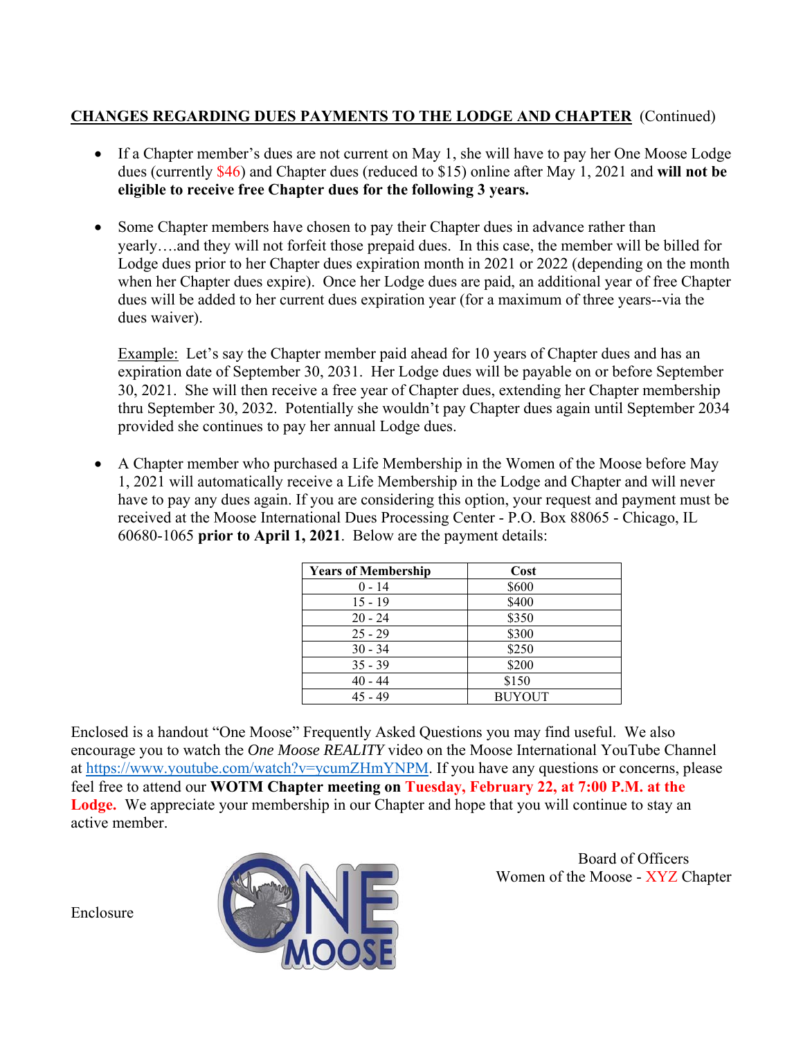**<u>CHANGES REGARDING DUES PAYMENTS TO THE LODGE AND CHAPTER</u>** (Continued)

- If a Chapter member's dues are not current on May 1, she will have to pay her One Moose Lodge dues (currently $46) and Chapter dues (reduced to $15) online after May 1, 2021 and **will not be eligible to receive free Chapter dues for the following 3 years.**

- Some Chapter members have chosen to pay their Chapter dues in advance rather than yearly….and they will not forfeit those prepaid dues. In this case, the member will be billed for Lodge dues prior to her Chapter dues expiration month in 2021 or 2022 (depending on the month when her Chapter dues expire). Once her Lodge dues are paid, an additional year of free Chapter dues will be added to her current dues expiration year (for a maximum of three years--via the dues waiver).

  <u>Example:</u> Let's say the Chapter member paid ahead for 10 years of Chapter dues and has an expiration date of September 30, 2031. Her Lodge dues will be payable on or before September 30, 2021. She will then receive a free year of Chapter dues, extending her Chapter membership thru September 30, 2032. Potentially she wouldn't pay Chapter dues again until September 2034 provided she continues to pay her annual Lodge dues.

- A Chapter member who purchased a Life Membership in the Women of the Moose before May 1, 2021 will automatically receive a Life Membership in the Lodge and Chapter and will never have to pay any dues again. If you are considering this option, your request and payment must be received at the Moose International Dues Processing Center - P.O. Box 88065 - Chicago, IL 60680-1065 **prior to April 1, 2021**. Below are the payment details:

| Years of Membership | Cost |
|---|---|
| 0 - 14 | $600 |
| 15 - 19 | $400 |
| 20 - 24 | $350 |
| 25 - 29 | $300 |
| 30 - 34 | $250 |
| 35 - 39 | $200 |
| 40 - 44 | $150 |
| 45 - 49 | BUYOUT |

Enclosed is a handout "One Moose" Frequently Asked Questions you may find useful. We also encourage you to watch the *One Moose REALITY* video on the Moose International YouTube Channel at https://www.youtube.com/watch?v=ycumZHmYNPM. If you have any questions or concerns, please feel free to attend our **WOTM Chapter meeting on Tuesday, February 22, at 7:00 P.M. at the Lodge.** We appreciate your membership in our Chapter and hope that you will continue to stay an active member.

Board of Officers
Women of the Moose - XYZ Chapter

Enclosure